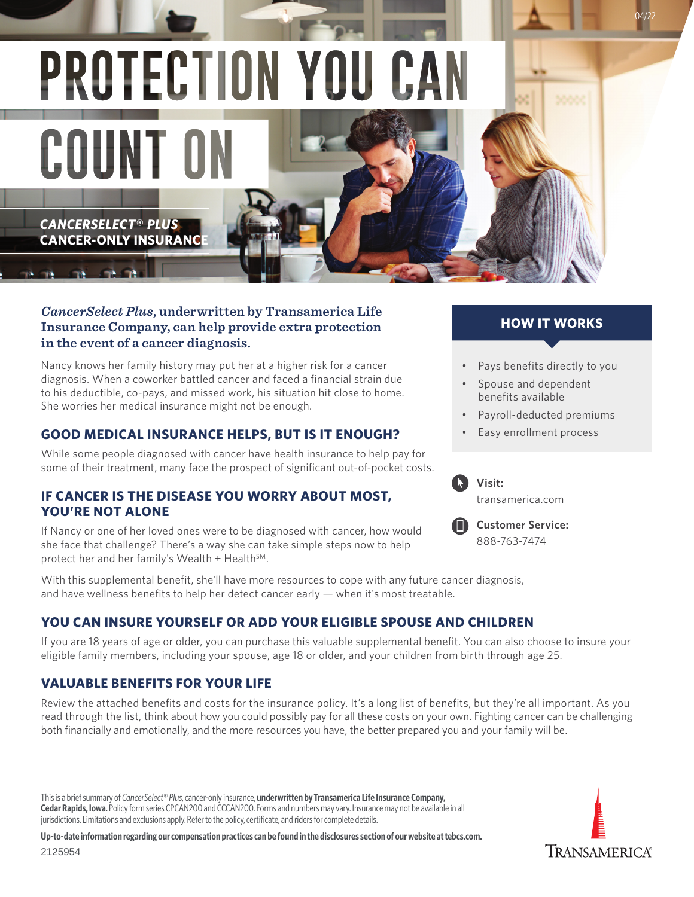# PROTECTION YOU CAN COUNT ON

***CANCERSELECT® PLUS***
**CANCER-ONLY INSURANCE**

***CancerSelect Plus*, underwritten by Transamerica Life Insurance Company, can help provide extra protection in the event of a cancer diagnosis.**

Nancy knows her family history may put her at a higher risk for a cancer diagnosis. When a coworker battled cancer and faced a financial strain due to his deductible, co-pays, and missed work, his situation hit close to home. She worries her medical insurance might not be enough.

## GOOD MEDICAL INSURANCE HELPS, BUT IS IT ENOUGH?

While some people diagnosed with cancer have health insurance to help pay for some of their treatment, many face the prospect of significant out-of-pocket costs.

## IF CANCER IS THE DISEASE YOU WORRY ABOUT MOST, YOU'RE NOT ALONE

If Nancy or one of her loved ones were to be diagnosed with cancer, how would she face that challenge? There's a way she can take simple steps now to help protect her and her family's Wealth + Health℠.

With this supplemental benefit, she'll have more resources to cope with any future cancer diagnosis, and have wellness benefits to help her detect cancer early — when it's most treatable.

### HOW IT WORKS

- Pays benefits directly to you
- Spouse and dependent benefits available
- Payroll-deducted premiums
- Easy enrollment process

**Visit:**
transamerica.com

**Customer Service:**
888-763-7474

## YOU CAN INSURE YOURSELF OR ADD YOUR ELIGIBLE SPOUSE AND CHILDREN

If you are 18 years of age or older, you can purchase this valuable supplemental benefit. You can also choose to insure your eligible family members, including your spouse, age 18 or older, and your children from birth through age 25.

## VALUABLE BENEFITS FOR YOUR LIFE

Review the attached benefits and costs for the insurance policy. It's a long list of benefits, but they're all important. As you read through the list, think about how you could possibly pay for all these costs on your own. Fighting cancer can be challenging both financially and emotionally, and the more resources you have, the better prepared you and your family will be.

This is a brief summary of *CancerSelect® Plus*, cancer-only insurance, **underwritten by Transamerica Life Insurance Company, Cedar Rapids, Iowa.** Policy form series CPCAN200 and CCCAN200. Forms and numbers may vary. Insurance may not be available in all jurisdictions. Limitations and exclusions apply. Refer to the policy, certificate, and riders for complete details.

**Up-to-date information regarding our compensation practices can be found in the disclosures section of our website at tebcs.com.**

2125954

TRANSAMERICA®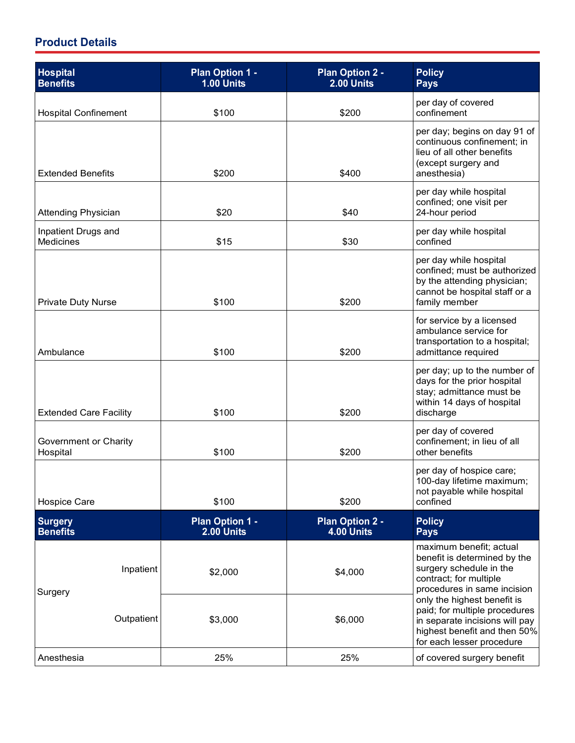## Product Details

| Hospital Benefits | Plan Option 1 - 1.00 Units | Plan Option 2 - 2.00 Units | Policy Pays |
|---|---|---|---|
| Hospital Confinement | $100 | $200 | per day of covered confinement |
| Extended Benefits | $200 | $400 | per day; begins on day 91 of continuous confinement; in lieu of all other benefits (except surgery and anesthesia) |
| Attending Physician | $20 | $40 | per day while hospital confined; one visit per 24-hour period |
| Inpatient Drugs and Medicines | $15 | $30 | per day while hospital confined |
| Private Duty Nurse | $100 | $200 | per day while hospital confined; must be authorized by the attending physician; cannot be hospital staff or a family member |
| Ambulance | $100 | $200 | for service by a licensed ambulance service for transportation to a hospital; admittance required |
| Extended Care Facility | $100 | $200 | per day; up to the number of days for the prior hospital stay; admittance must be within 14 days of hospital discharge |
| Government or Charity Hospital | $100 | $200 | per day of covered confinement; in lieu of all other benefits |
| Hospice Care | $100 | $200 | per day of hospice care; 100-day lifetime maximum; not payable while hospital confined |

| Surgery Benefits | | Plan Option 1 - 2.00 Units | Plan Option 2 - 4.00 Units | Policy Pays |
|---|---|---|---|---|
| Surgery | Inpatient | $2,000 | $4,000 | maximum benefit; actual benefit is determined by the surgery schedule in the contract; for multiple procedures in same incision only the highest benefit is paid; for multiple procedures in separate incisions will pay highest benefit and then 50% for each lesser procedure |
| | Outpatient | $3,000 | $6,000 | |
| Anesthesia | | 25% | 25% | of covered surgery benefit |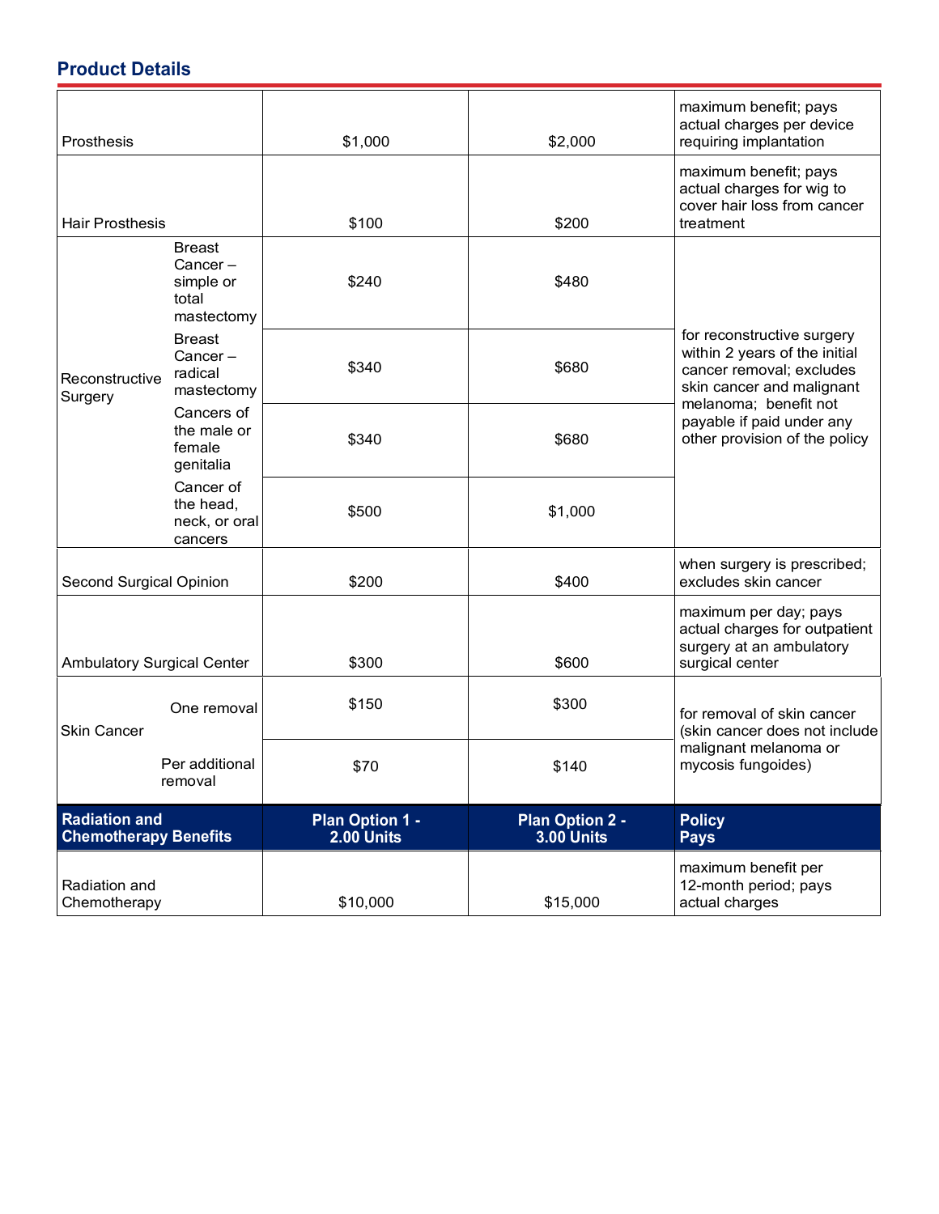## Product Details

| | | | | |
|---|---|---|---|---|
| Prosthesis | | $1,000 | $2,000 | maximum benefit; pays actual charges per device requiring implantation |
| Hair Prosthesis | | $100 | $200 | maximum benefit; pays actual charges for wig to cover hair loss from cancer treatment |
| Reconstructive Surgery | Breast Cancer – simple or total mastectomy | $240 | $480 | for reconstructive surgery within 2 years of the initial cancer removal; excludes skin cancer and malignant melanoma; benefit not payable if paid under any other provision of the policy |
| | Breast Cancer – radical mastectomy | $340 | $680 | |
| | Cancers of the male or female genitalia | $340 | $680 | |
| | Cancer of the head, neck, or oral cancers | $500 | $1,000 | |
| Second Surgical Opinion | | $200 | $400 | when surgery is prescribed; excludes skin cancer |
| Ambulatory Surgical Center | | $300 | $600 | maximum per day; pays actual charges for outpatient surgery at an ambulatory surgical center |
| Skin Cancer | One removal | $150 | $300 | for removal of skin cancer (skin cancer does not include malignant melanoma or mycosis fungoides) |
| | Per additional removal | $70 | $140 | |

| **Radiation and Chemotherapy Benefits** | **Plan Option 1 - 2.00 Units** | **Plan Option 2 - 3.00 Units** | **Policy Pays** |
|---|---|---|---|
| Radiation and Chemotherapy | $10,000 | $15,000 | maximum benefit per 12-month period; pays actual charges |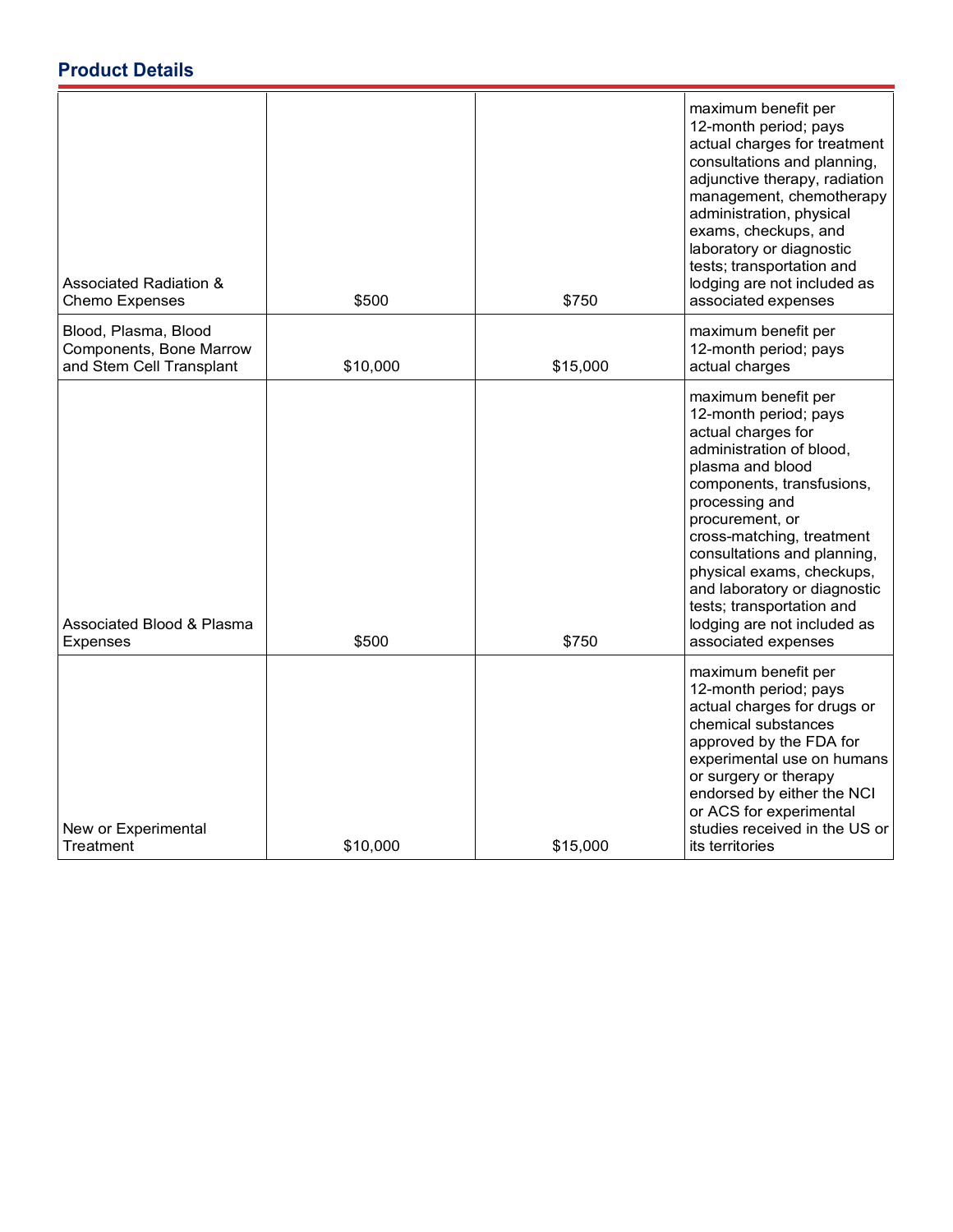## Product Details

| | | | |
|---|---|---|---|
| Associated Radiation & Chemo Expenses | $500 | $750 | maximum benefit per 12-month period; pays actual charges for treatment consultations and planning, adjunctive therapy, radiation management, chemotherapy administration, physical exams, checkups, and laboratory or diagnostic tests; transportation and lodging are not included as associated expenses |
| Blood, Plasma, Blood Components, Bone Marrow and Stem Cell Transplant | $10,000 | $15,000 | maximum benefit per 12-month period; pays actual charges |
| Associated Blood & Plasma Expenses | $500 | $750 | maximum benefit per 12-month period; pays actual charges for administration of blood, plasma and blood components, transfusions, processing and procurement, or cross-matching, treatment consultations and planning, physical exams, checkups, and laboratory or diagnostic tests; transportation and lodging are not included as associated expenses |
| New or Experimental Treatment | $10,000 | $15,000 | maximum benefit per 12-month period; pays actual charges for drugs or chemical substances approved by the FDA for experimental use on humans or surgery or therapy endorsed by either the NCI or ACS for experimental studies received in the US or its territories |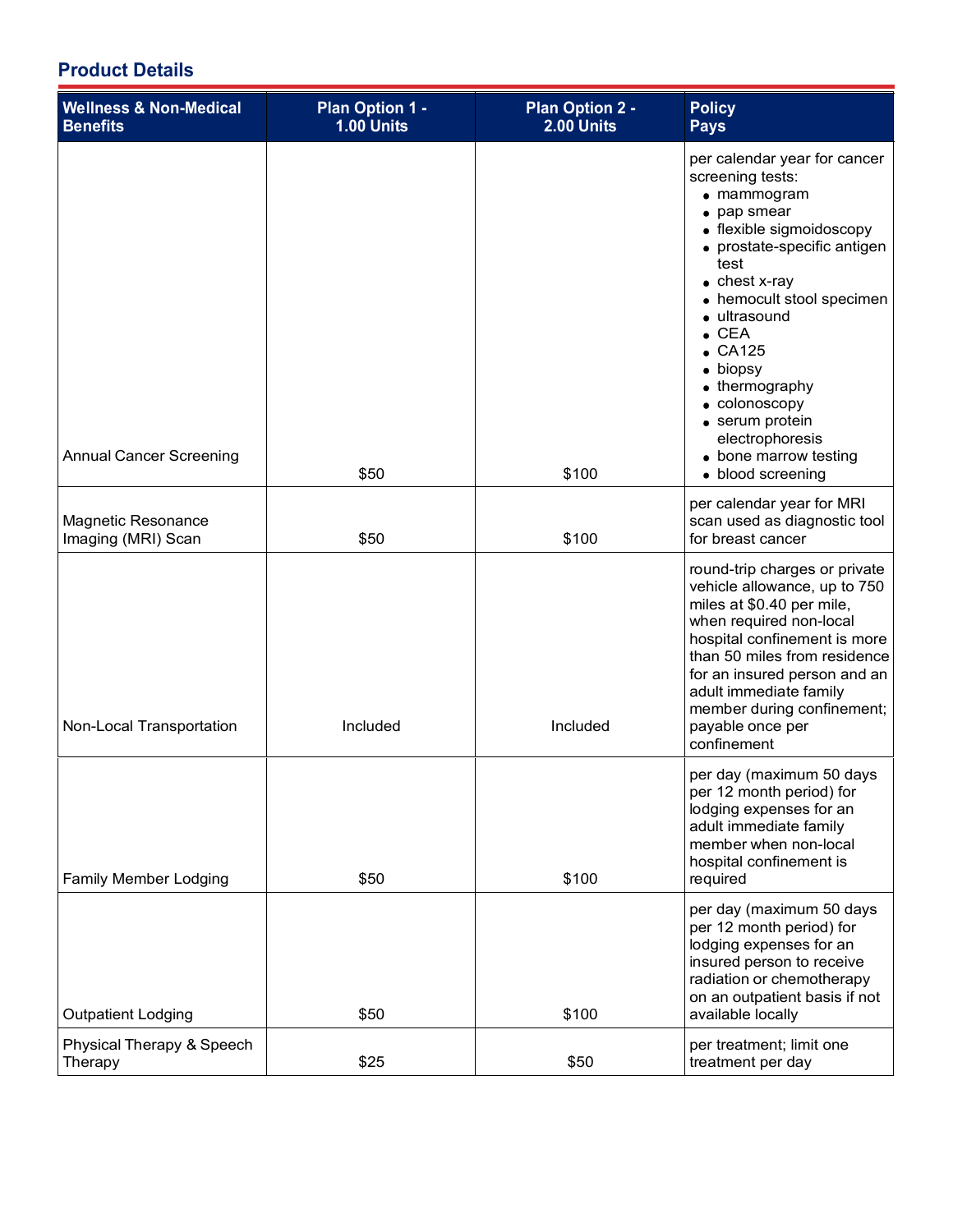## Product Details

| Wellness & Non-Medical Benefits | Plan Option 1 - 1.00 Units | Plan Option 2 - 2.00 Units | Policy Pays |
|---|---|---|---|
| Annual Cancer Screening | $50 | $100 | per calendar year for cancer screening tests: • mammogram • pap smear • flexible sigmoidoscopy • prostate-specific antigen test • chest x-ray • hemocult stool specimen • ultrasound • CEA • CA125 • biopsy • thermography • colonoscopy • serum protein electrophoresis • bone marrow testing • blood screening |
| Magnetic Resonance Imaging (MRI) Scan | $50 | $100 | per calendar year for MRI scan used as diagnostic tool for breast cancer |
| Non-Local Transportation | Included | Included | round-trip charges or private vehicle allowance, up to 750 miles at $0.40 per mile, when required non-local hospital confinement is more than 50 miles from residence for an insured person and an adult immediate family member during confinement; payable once per confinement |
| Family Member Lodging | $50 | $100 | per day (maximum 50 days per 12 month period) for lodging expenses for an adult immediate family member when non-local hospital confinement is required |
| Outpatient Lodging | $50 | $100 | per day (maximum 50 days per 12 month period) for lodging expenses for an insured person to receive radiation or chemotherapy on an outpatient basis if not available locally |
| Physical Therapy & Speech Therapy | $25 | $50 | per treatment; limit one treatment per day |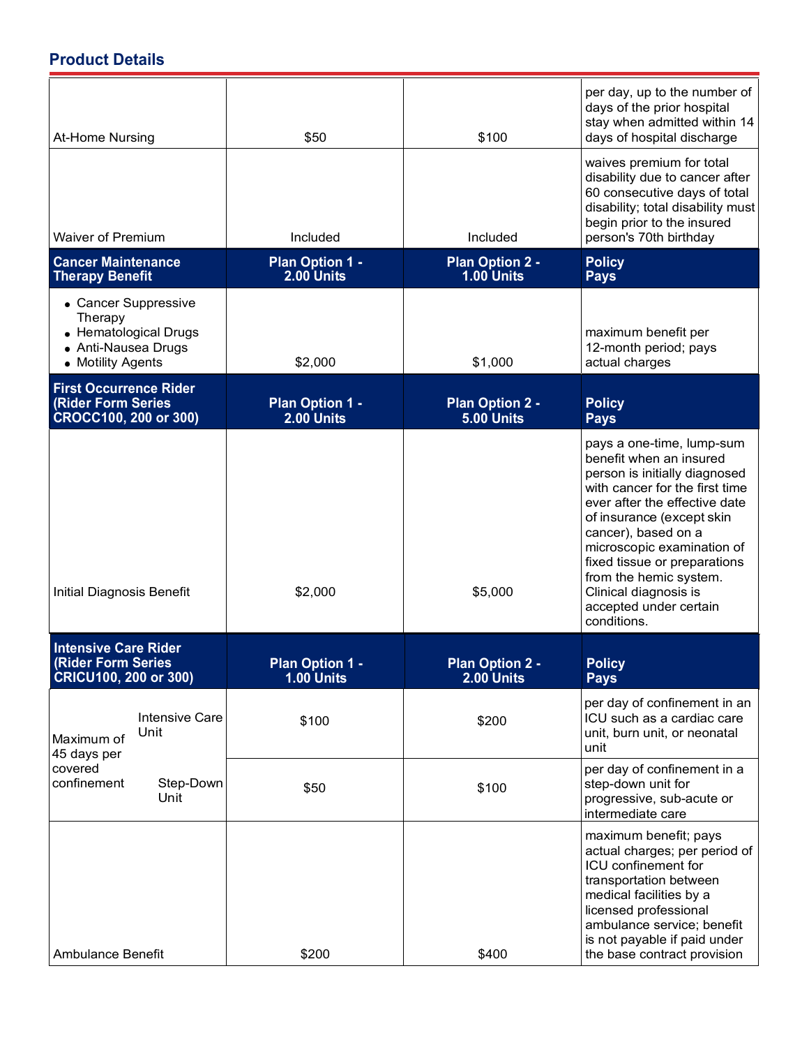## Product Details

| | | | |
|---|---|---|---|
| At-Home Nursing | $50 | $100 | per day, up to the number of days of the prior hospital stay when admitted within 14 days of hospital discharge |
| Waiver of Premium | Included | Included | waives premium for total disability due to cancer after 60 consecutive days of total disability; total disability must begin prior to the insured person's 70th birthday |
| **Cancer Maintenance Therapy Benefit** | **Plan Option 1 - 2.00 Units** | **Plan Option 2 - 1.00 Units** | **Policy Pays** |
| • Cancer Suppressive Therapy<br>• Hematological Drugs<br>• Anti-Nausea Drugs<br>• Motility Agents | $2,000 | $1,000 | maximum benefit per 12-month period; pays actual charges |
| **First Occurrence Rider (Rider Form Series CROCC100, 200 or 300)** | **Plan Option 1 - 2.00 Units** | **Plan Option 2 - 5.00 Units** | **Policy Pays** |
| Initial Diagnosis Benefit | $2,000 | $5,000 | pays a one-time, lump-sum benefit when an insured person is initially diagnosed with cancer for the first time ever after the effective date of insurance (except skin cancer), based on a microscopic examination of fixed tissue or preparations from the hemic system. Clinical diagnosis is accepted under certain conditions. |
| **Intensive Care Rider (Rider Form Series CRICU100, 200 or 300)** | **Plan Option 1 - 1.00 Units** | **Plan Option 2 - 2.00 Units** | **Policy Pays** |
| Maximum of 45 days per covered confinement – Intensive Care Unit | $100 | $200 | per day of confinement in an ICU such as a cardiac care unit, burn unit, or neonatal unit |
| Maximum of 45 days per covered confinement – Step-Down Unit | $50 | $100 | per day of confinement in a step-down unit for progressive, sub-acute or intermediate care |
| Ambulance Benefit | $200 | $400 | maximum benefit; pays actual charges; per period of ICU confinement for transportation between medical facilities by a licensed professional ambulance service; benefit is not payable if paid under the base contract provision |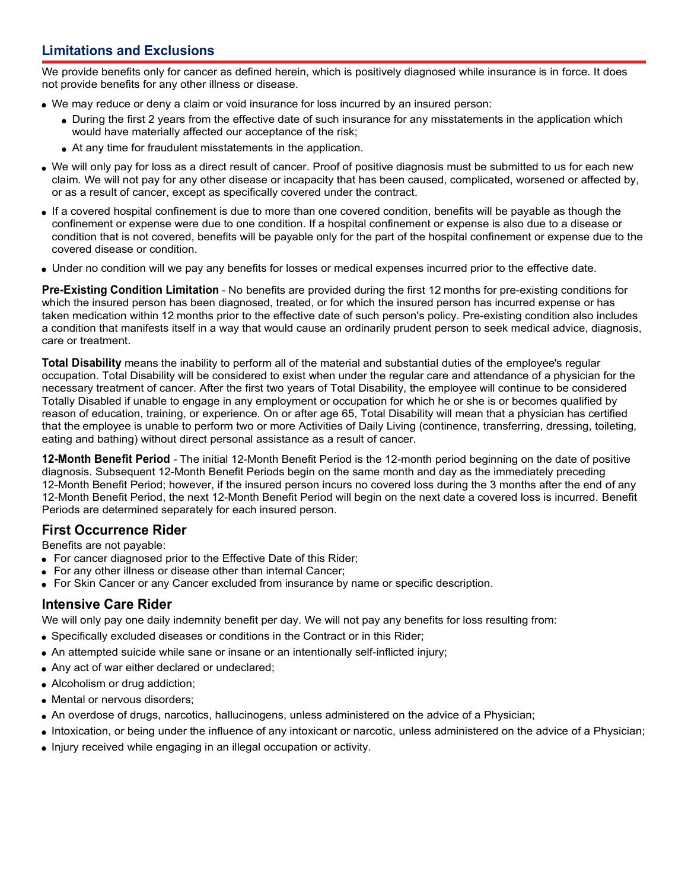## Limitations and Exclusions

We provide benefits only for cancer as defined herein, which is positively diagnosed while insurance is in force. It does not provide benefits for any other illness or disease.

- We may reduce or deny a claim or void insurance for loss incurred by an insured person:
  - During the first 2 years from the effective date of such insurance for any misstatements in the application which would have materially affected our acceptance of the risk;
  - At any time for fraudulent misstatements in the application.
- We will only pay for loss as a direct result of cancer. Proof of positive diagnosis must be submitted to us for each new claim. We will not pay for any other disease or incapacity that has been caused, complicated, worsened or affected by, or as a result of cancer, except as specifically covered under the contract.
- If a covered hospital confinement is due to more than one covered condition, benefits will be payable as though the confinement or expense were due to one condition. If a hospital confinement or expense is also due to a disease or condition that is not covered, benefits will be payable only for the part of the hospital confinement or expense due to the covered disease or condition.
- Under no condition will we pay any benefits for losses or medical expenses incurred prior to the effective date.

**Pre-Existing Condition Limitation** - No benefits are provided during the first 12 months for pre-existing conditions for which the insured person has been diagnosed, treated, or for which the insured person has incurred expense or has taken medication within 12 months prior to the effective date of such person's policy. Pre-existing condition also includes a condition that manifests itself in a way that would cause an ordinarily prudent person to seek medical advice, diagnosis, care or treatment.

**Total Disability** means the inability to perform all of the material and substantial duties of the employee's regular occupation. Total Disability will be considered to exist when under the regular care and attendance of a physician for the necessary treatment of cancer. After the first two years of Total Disability, the employee will continue to be considered Totally Disabled if unable to engage in any employment or occupation for which he or she is or becomes qualified by reason of education, training, or experience. On or after age 65, Total Disability will mean that a physician has certified that the employee is unable to perform two or more Activities of Daily Living (continence, transferring, dressing, toileting, eating and bathing) without direct personal assistance as a result of cancer.

**12-Month Benefit Period** - The initial 12-Month Benefit Period is the 12-month period beginning on the date of positive diagnosis. Subsequent 12-Month Benefit Periods begin on the same month and day as the immediately preceding 12-Month Benefit Period; however, if the insured person incurs no covered loss during the 3 months after the end of any 12-Month Benefit Period, the next 12-Month Benefit Period will begin on the next date a covered loss is incurred. Benefit Periods are determined separately for each insured person.

### First Occurrence Rider

Benefits are not payable:

- For cancer diagnosed prior to the Effective Date of this Rider;
- For any other illness or disease other than internal Cancer;
- For Skin Cancer or any Cancer excluded from insurance by name or specific description.

### Intensive Care Rider

We will only pay one daily indemnity benefit per day. We will not pay any benefits for loss resulting from:

- Specifically excluded diseases or conditions in the Contract or in this Rider;
- An attempted suicide while sane or insane or an intentionally self-inflicted injury;
- Any act of war either declared or undeclared;
- Alcoholism or drug addiction;
- Mental or nervous disorders;
- An overdose of drugs, narcotics, hallucinogens, unless administered on the advice of a Physician;
- Intoxication, or being under the influence of any intoxicant or narcotic, unless administered on the advice of a Physician;
- Injury received while engaging in an illegal occupation or activity.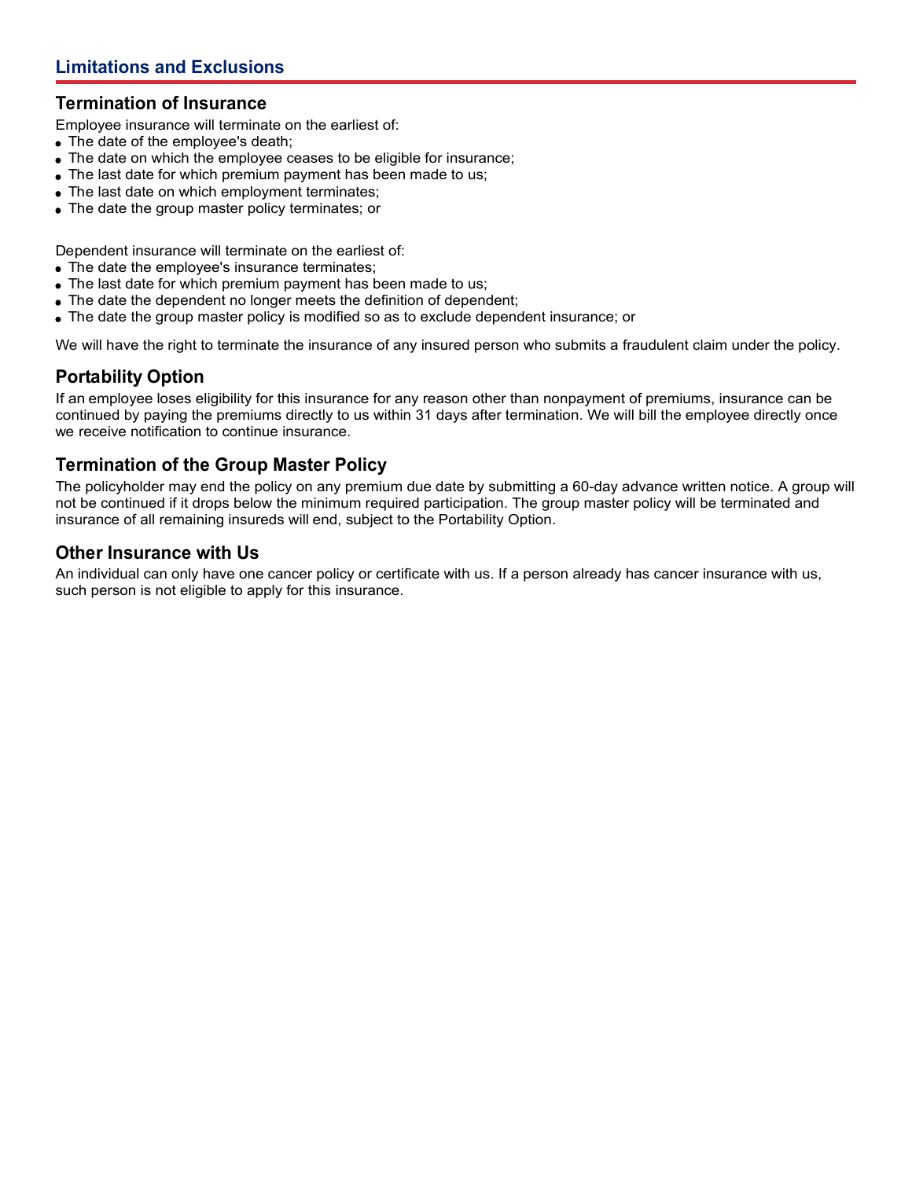## Limitations and Exclusions

### Termination of Insurance

Employee insurance will terminate on the earliest of:

- The date of the employee's death;
- The date on which the employee ceases to be eligible for insurance;
- The last date for which premium payment has been made to us;
- The last date on which employment terminates;
- The date the group master policy terminates; or

Dependent insurance will terminate on the earliest of:

- The date the employee's insurance terminates;
- The last date for which premium payment has been made to us;
- The date the dependent no longer meets the definition of dependent;
- The date the group master policy is modified so as to exclude dependent insurance; or

We will have the right to terminate the insurance of any insured person who submits a fraudulent claim under the policy.

### Portability Option

If an employee loses eligibility for this insurance for any reason other than nonpayment of premiums, insurance can be continued by paying the premiums directly to us within 31 days after termination. We will bill the employee directly once we receive notification to continue insurance.

### Termination of the Group Master Policy

The policyholder may end the policy on any premium due date by submitting a 60-day advance written notice. A group will not be continued if it drops below the minimum required participation. The group master policy will be terminated and insurance of all remaining insureds will end, subject to the Portability Option.

### Other Insurance with Us

An individual can only have one cancer policy or certificate with us. If a person already has cancer insurance with us, such person is not eligible to apply for this insurance.